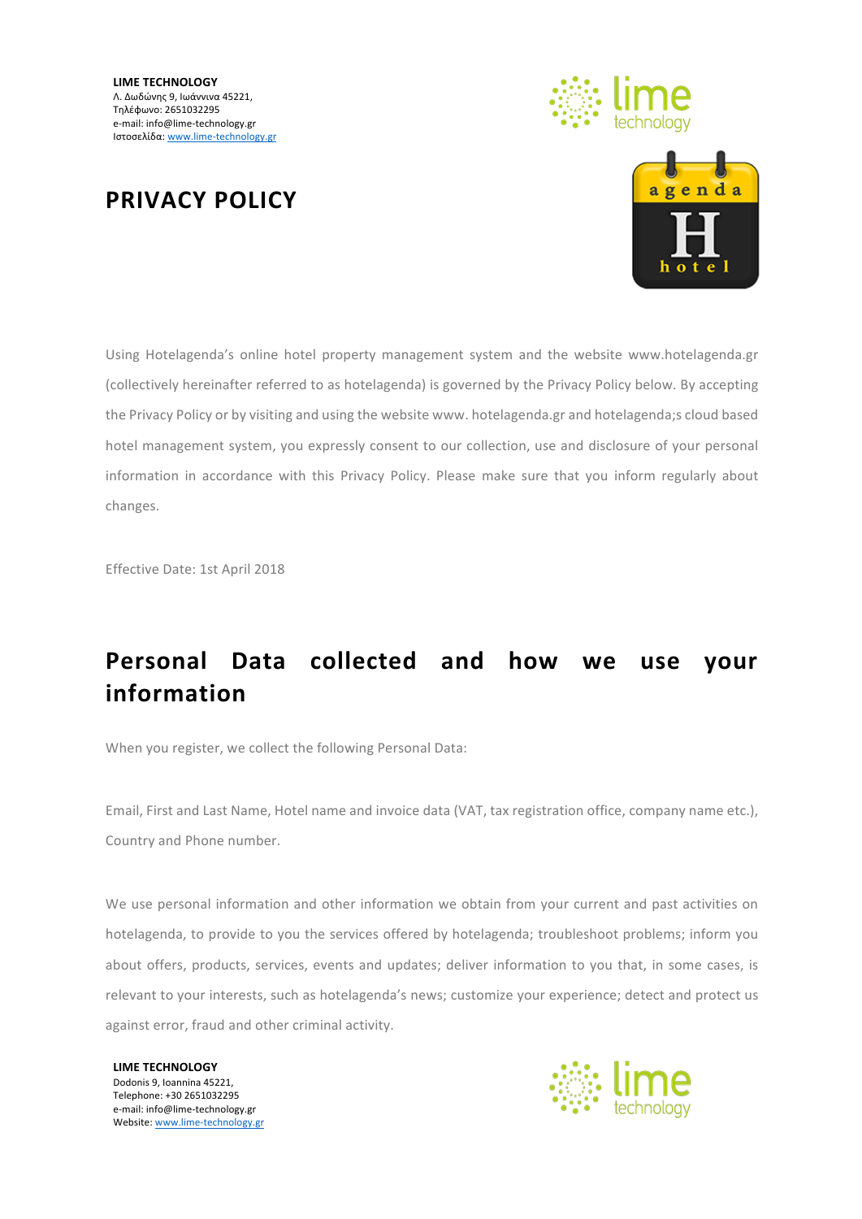**LIME TECHNOLOGY**
Λ. Δωδώνης 9, Ιωάννινα 45221,
Τηλέφωνο: 2651032295
e-mail: info@lime-technology.gr
Ιστοσελίδα: www.lime-technology.gr

# PRIVACY POLICY

Using Hotelagenda's online hotel property management system and the website www.hotelagenda.gr (collectively hereinafter referred to as hotelagenda) is governed by the Privacy Policy below. By accepting the Privacy Policy or by visiting and using the website www. hotelagenda.gr and hotelagenda;s cloud based hotel management system, you expressly consent to our collection, use and disclosure of your personal information in accordance with this Privacy Policy. Please make sure that you inform regularly about changes.

Effective Date: 1st April 2018

## Personal Data collected and how we use your information

When you register, we collect the following Personal Data:

Email, First and Last Name, Hotel name and invoice data (VAT, tax registration office, company name etc.), Country and Phone number.

We use personal information and other information we obtain from your current and past activities on hotelagenda, to provide to you the services offered by hotelagenda; troubleshoot problems; inform you about offers, products, services, events and updates; deliver information to you that, in some cases, is relevant to your interests, such as hotelagenda's news; customize your experience; detect and protect us against error, fraud and other criminal activity.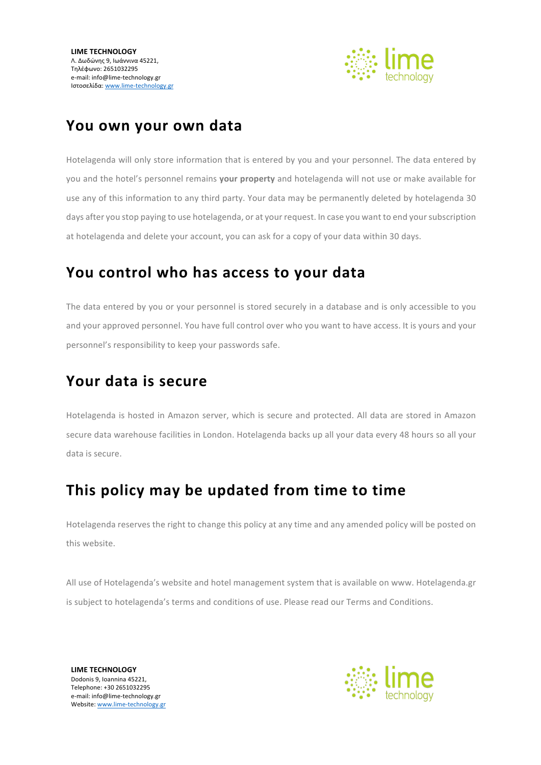## You own your own data

Hotelagenda will only store information that is entered by you and your personnel. The data entered by you and the hotel's personnel remains **your property** and hotelagenda will not use or make available for use any of this information to any third party. Your data may be permanently deleted by hotelagenda 30 days after you stop paying to use hotelagenda, or at your request. In case you want to end your subscription at hotelagenda and delete your account, you can ask for a copy of your data within 30 days.

## You control who has access to your data

The data entered by you or your personnel is stored securely in a database and is only accessible to you and your approved personnel. You have full control over who you want to have access. It is yours and your personnel's responsibility to keep your passwords safe.

## Your data is secure

Hotelagenda is hosted in Amazon server, which is secure and protected. All data are stored in Amazon secure data warehouse facilities in London. Hotelagenda backs up all your data every 48 hours so all your data is secure.

## This policy may be updated from time to time

Hotelagenda reserves the right to change this policy at any time and any amended policy will be posted on this website.

All use of Hotelagenda's website and hotel management system that is available on www. Hotelagenda.gr is subject to hotelagenda's terms and conditions of use. Please read our Terms and Conditions.